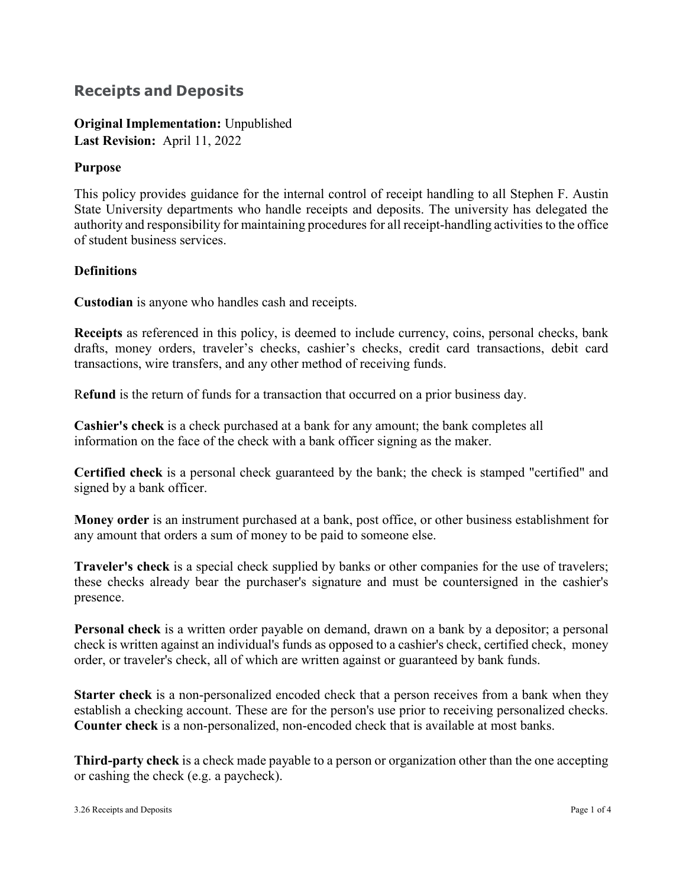# Receipts and Deposits

**Original Implementation:** Unpublished
**Last Revision:** April 11, 2022

**Purpose**

This policy provides guidance for the internal control of receipt handling to all Stephen F. Austin State University departments who handle receipts and deposits. The university has delegated the authority and responsibility for maintaining procedures for all receipt-handling activities to the office of student business services.

**Definitions**

**Custodian** is anyone who handles cash and receipts.

**Receipts** as referenced in this policy, is deemed to include currency, coins, personal checks, bank drafts, money orders, traveler's checks, cashier's checks, credit card transactions, debit card transactions, wire transfers, and any other method of receiving funds.

R**efund** is the return of funds for a transaction that occurred on a prior business day.

**Cashier's check** is a check purchased at a bank for any amount; the bank completes all information on the face of the check with a bank officer signing as the maker.

**Certified check** is a personal check guaranteed by the bank; the check is stamped "certified" and signed by a bank officer.

**Money order** is an instrument purchased at a bank, post office, or other business establishment for any amount that orders a sum of money to be paid to someone else.

**Traveler's check** is a special check supplied by banks or other companies for the use of travelers; these checks already bear the purchaser's signature and must be countersigned in the cashier's presence.

**Personal check** is a written order payable on demand, drawn on a bank by a depositor; a personal check is written against an individual's funds as opposed to a cashier's check, certified check, money order, or traveler's check, all of which are written against or guaranteed by bank funds.

**Starter check** is a non-personalized encoded check that a person receives from a bank when they establish a checking account. These are for the person's use prior to receiving personalized checks.
**Counter check** is a non-personalized, non-encoded check that is available at most banks.

**Third-party check** is a check made payable to a person or organization other than the one accepting or cashing the check (e.g. a paycheck).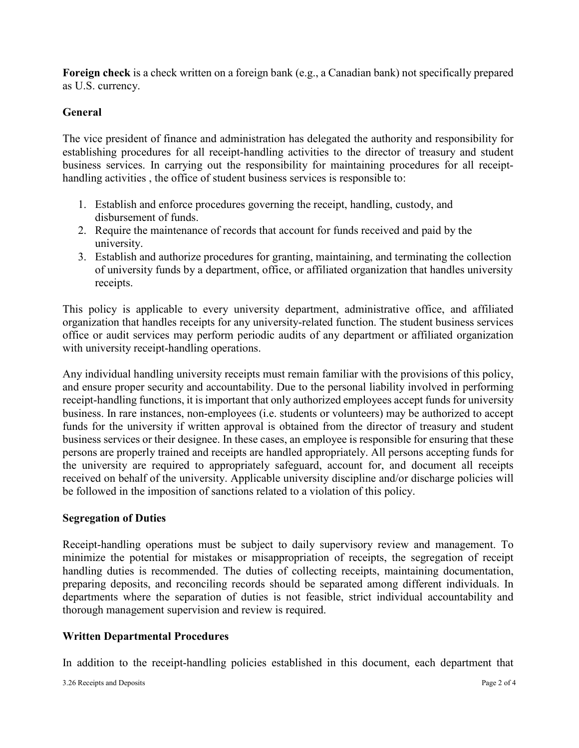**Foreign check** is a check written on a foreign bank (e.g., a Canadian bank) not specifically prepared as U.S. currency.

## General

The vice president of finance and administration has delegated the authority and responsibility for establishing procedures for all receipt-handling activities to the director of treasury and student business services. In carrying out the responsibility for maintaining procedures for all receipt-handling activities , the office of student business services is responsible to:

1. Establish and enforce procedures governing the receipt, handling, custody, and disbursement of funds.
2. Require the maintenance of records that account for funds received and paid by the university.
3. Establish and authorize procedures for granting, maintaining, and terminating the collection of university funds by a department, office, or affiliated organization that handles university receipts.

This policy is applicable to every university department, administrative office, and affiliated organization that handles receipts for any university-related function. The student business services office or audit services may perform periodic audits of any department or affiliated organization with university receipt-handling operations.

Any individual handling university receipts must remain familiar with the provisions of this policy, and ensure proper security and accountability. Due to the personal liability involved in performing receipt-handling functions, it is important that only authorized employees accept funds for university business. In rare instances, non-employees (i.e. students or volunteers) may be authorized to accept funds for the university if written approval is obtained from the director of treasury and student business services or their designee. In these cases, an employee is responsible for ensuring that these persons are properly trained and receipts are handled appropriately. All persons accepting funds for the university are required to appropriately safeguard, account for, and document all receipts received on behalf of the university. Applicable university discipline and/or discharge policies will be followed in the imposition of sanctions related to a violation of this policy.

## Segregation of Duties

Receipt-handling operations must be subject to daily supervisory review and management. To minimize the potential for mistakes or misappropriation of receipts, the segregation of receipt handling duties is recommended. The duties of collecting receipts, maintaining documentation, preparing deposits, and reconciling records should be separated among different individuals. In departments where the separation of duties is not feasible, strict individual accountability and thorough management supervision and review is required.

## Written Departmental Procedures

In addition to the receipt-handling policies established in this document, each department that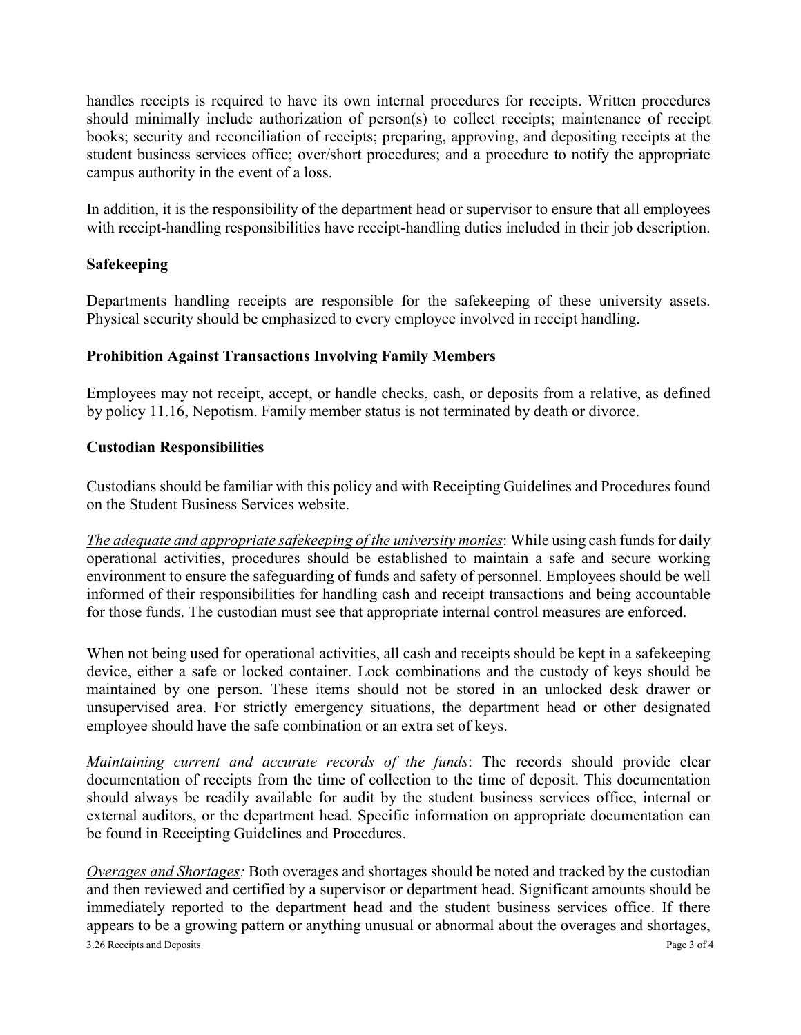handles receipts is required to have its own internal procedures for receipts. Written procedures should minimally include authorization of person(s) to collect receipts; maintenance of receipt books; security and reconciliation of receipts; preparing, approving, and depositing receipts at the student business services office; over/short procedures; and a procedure to notify the appropriate campus authority in the event of a loss.

In addition, it is the responsibility of the department head or supervisor to ensure that all employees with receipt-handling responsibilities have receipt-handling duties included in their job description.

**Safekeeping**

Departments handling receipts are responsible for the safekeeping of these university assets. Physical security should be emphasized to every employee involved in receipt handling.

**Prohibition Against Transactions Involving Family Members**

Employees may not receipt, accept, or handle checks, cash, or deposits from a relative, as defined by policy 11.16, Nepotism. Family member status is not terminated by death or divorce.

**Custodian Responsibilities**

Custodians should be familiar with this policy and with Receipting Guidelines and Procedures found on the Student Business Services website.

*The adequate and appropriate safekeeping of the university monies*: While using cash funds for daily operational activities, procedures should be established to maintain a safe and secure working environment to ensure the safeguarding of funds and safety of personnel. Employees should be well informed of their responsibilities for handling cash and receipt transactions and being accountable for those funds. The custodian must see that appropriate internal control measures are enforced.

When not being used for operational activities, all cash and receipts should be kept in a safekeeping device, either a safe or locked container. Lock combinations and the custody of keys should be maintained by one person. These items should not be stored in an unlocked desk drawer or unsupervised area. For strictly emergency situations, the department head or other designated employee should have the safe combination or an extra set of keys.

*Maintaining current and accurate records of the funds*: The records should provide clear documentation of receipts from the time of collection to the time of deposit. This documentation should always be readily available for audit by the student business services office, internal or external auditors, or the department head. Specific information on appropriate documentation can be found in Receipting Guidelines and Procedures.

*Overages and Shortages:* Both overages and shortages should be noted and tracked by the custodian and then reviewed and certified by a supervisor or department head. Significant amounts should be immediately reported to the department head and the student business services office. If there appears to be a growing pattern or anything unusual or abnormal about the overages and shortages,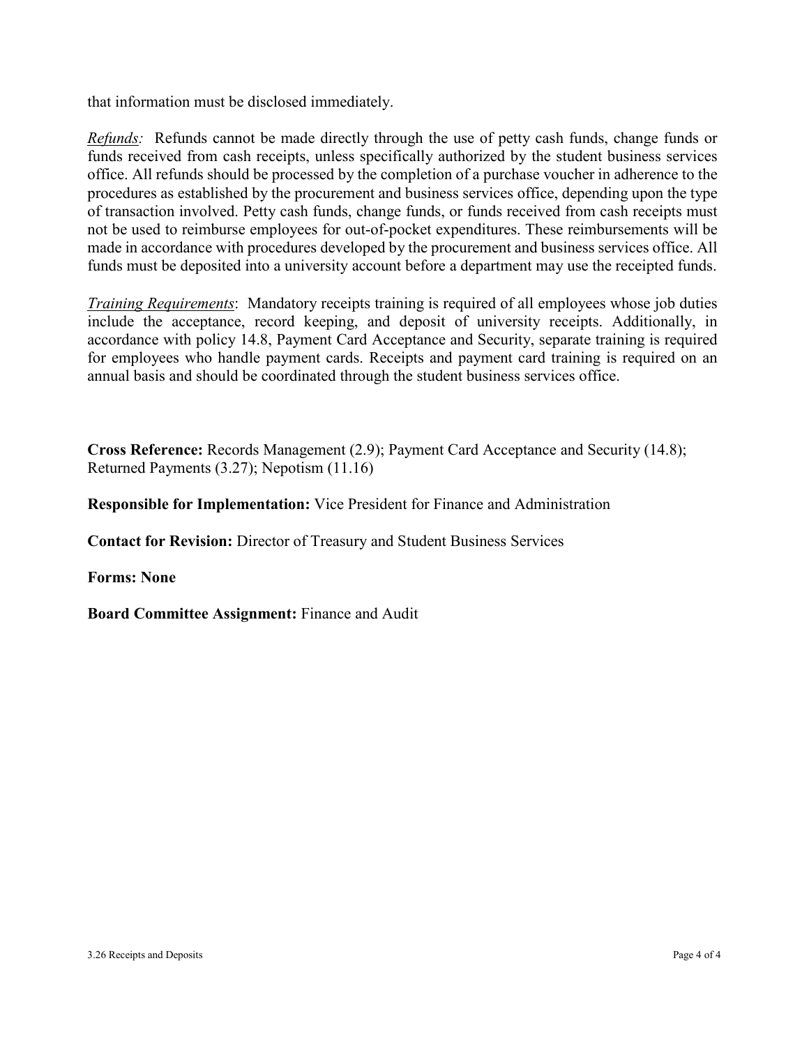that information must be disclosed immediately.

*Refunds:* Refunds cannot be made directly through the use of petty cash funds, change funds or funds received from cash receipts, unless specifically authorized by the student business services office. All refunds should be processed by the completion of a purchase voucher in adherence to the procedures as established by the procurement and business services office, depending upon the type of transaction involved. Petty cash funds, change funds, or funds received from cash receipts must not be used to reimburse employees for out-of-pocket expenditures. These reimbursements will be made in accordance with procedures developed by the procurement and business services office. All funds must be deposited into a university account before a department may use the receipted funds.

*Training Requirements*: Mandatory receipts training is required of all employees whose job duties include the acceptance, record keeping, and deposit of university receipts. Additionally, in accordance with policy 14.8, Payment Card Acceptance and Security, separate training is required for employees who handle payment cards. Receipts and payment card training is required on an annual basis and should be coordinated through the student business services office.

**Cross Reference:** Records Management (2.9); Payment Card Acceptance and Security (14.8); Returned Payments (3.27); Nepotism (11.16)

**Responsible for Implementation:** Vice President for Finance and Administration

**Contact for Revision:** Director of Treasury and Student Business Services

**Forms: None**

**Board Committee Assignment:** Finance and Audit